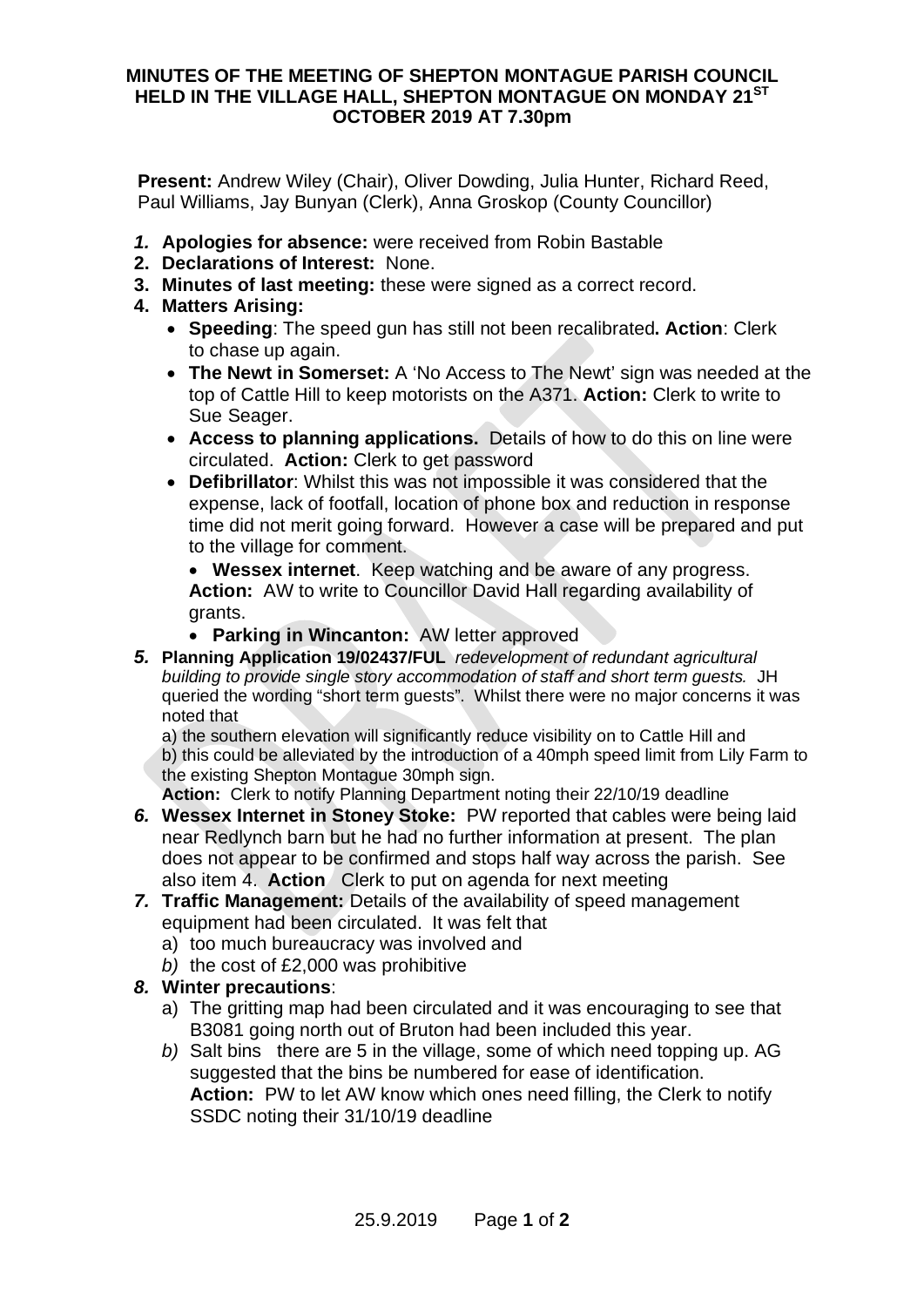# MINUTES OF THE MEETING OF SHEPTON MONTAGUE PARISH COUNCIL HELD IN THE VILLAGE HALL, SHEPTON MONTAGUE ON MONDAY 21ST OCTOBER 2019 AT 7.30pm

**Present:** Andrew Wiley (Chair), Oliver Dowding, Julia Hunter, Richard Reed, Paul Williams, Jay Bunyan (Clerk), Anna Groskop (County Councillor)

1. **Apologies for absence:** were received from Robin Bastable
2. **Declarations of Interest:** None.
3. **Minutes of last meeting:** these were signed as a correct record.
4. **Matters Arising:**
   - **Speeding**: The speed gun has still not been recalibrated**. Action**: Clerk to chase up again.
   - **The Newt in Somerset:** A 'No Access to The Newt' sign was needed at the top of Cattle Hill to keep motorists on the A371. **Action:** Clerk to write to Sue Seager.
   - **Access to planning applications.** Details of how to do this on line were circulated. **Action:** Clerk to get password
   - **Defibrillator**: Whilst this was not impossible it was considered that the expense, lack of footfall, location of phone box and reduction in response time did not merit going forward. However a case will be prepared and put to the village for comment.
   - **Wessex internet**. Keep watching and be aware of any progress. **Action:** AW to write to Councillor David Hall regarding availability of grants.
   - **Parking in Wincanton:** AW letter approved
5. **Planning Application 19/02437/FUL** *redevelopment of redundant agricultural building to provide single story accommodation of staff and short term guests.* JH queried the wording "short term guests". Whilst there were no major concerns it was noted that

   a) the southern elevation will significantly reduce visibility on to Cattle Hill and

   b) this could be alleviated by the introduction of a 40mph speed limit from Lily Farm to the existing Shepton Montague 30mph sign.

   **Action:** Clerk to notify Planning Department noting their 22/10/19 deadline
6. **Wessex Internet in Stoney Stoke:** PW reported that cables were being laid near Redlynch barn but he had no further information at present. The plan does not appear to be confirmed and stops half way across the parish. See also item 4. **Action** Clerk to put on agenda for next meeting
7. **Traffic Management:** Details of the availability of speed management equipment had been circulated. It was felt that
   a) too much bureaucracy was involved and
   b) the cost of £2,000 was prohibitive
8. **Winter precautions**:
   a) The gritting map had been circulated and it was encouraging to see that B3081 going north out of Bruton had been included this year.
   b) Salt bins there are 5 in the village, some of which need topping up. AG suggested that the bins be numbered for ease of identification.
      **Action:** PW to let AW know which ones need filling, the Clerk to notify SSDC noting their 31/10/19 deadline

25.9.2019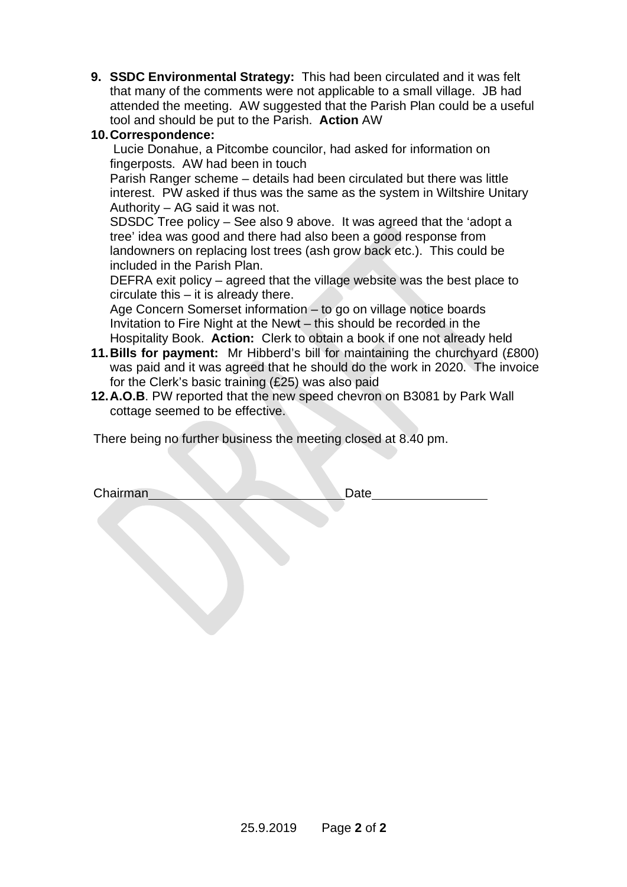9. **SSDC Environmental Strategy:** This had been circulated and it was felt that many of the comments were not applicable to a small village. JB had attended the meeting. AW suggested that the Parish Plan could be a useful tool and should be put to the Parish. **Action** AW

10. **Correspondence:**

    Lucie Donahue, a Pitcombe councilor, had asked for information on fingerposts. AW had been in touch

    Parish Ranger scheme – details had been circulated but there was little interest. PW asked if thus was the same as the system in Wiltshire Unitary Authority – AG said it was not.

    SDSDC Tree policy – See also 9 above. It was agreed that the 'adopt a tree' idea was good and there had also been a good response from landowners on replacing lost trees (ash grow back etc.). This could be included in the Parish Plan.

    DEFRA exit policy – agreed that the village website was the best place to circulate this – it is already there.

    Age Concern Somerset information – to go on village notice boards

    Invitation to Fire Night at the Newt – this should be recorded in the Hospitality Book. **Action:** Clerk to obtain a book if one not already held

11. **Bills for payment:** Mr Hibberd's bill for maintaining the churchyard (£800) was paid and it was agreed that he should do the work in 2020. The invoice for the Clerk's basic training (£25) was also paid

12. **A.O.B**. PW reported that the new speed chevron on B3081 by Park Wall cottage seemed to be effective.

There being no further business the meeting closed at 8.40 pm.

Chairman\_\_\_\_\_\_\_\_\_\_\_\_\_\_\_\_\_\_\_\_\_\_\_\_\_\_\_\_\_\_ Date\_\_\_\_\_\_\_\_\_\_\_\_\_\_\_\_\_

25.9.2019

DRAFT